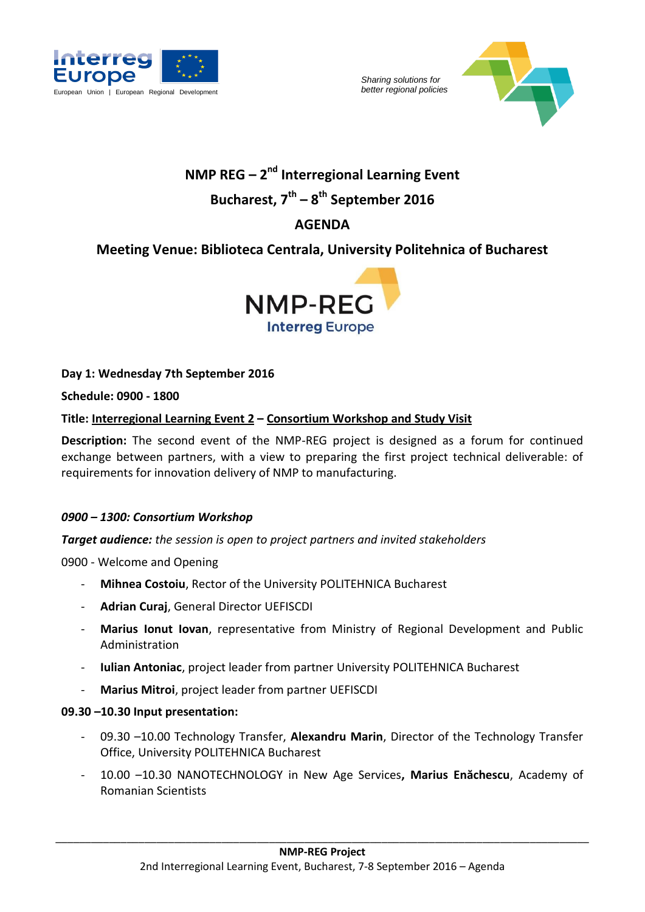Sharing solutions for better regional policies

# NMP REG – 2nd Interregional Learning Event

## Bucharest, 7th – 8th September 2016

## AGENDA

## Meeting Venue: Biblioteca Centrala, University Politehnica of Bucharest

**Day 1: Wednesday 7th September 2016**

**Schedule: 0900 - 1800**

**Title: Interregional Learning Event 2 – Consortium Workshop and Study Visit**

**Description:** The second event of the NMP-REG project is designed as a forum for continued exchange between partners, with a view to preparing the first project technical deliverable: of requirements for innovation delivery of NMP to manufacturing.

***0900 – 1300: Consortium Workshop***

***Target audience:*** *the session is open to project partners and invited stakeholders*

0900 - Welcome and Opening

- **Mihnea Costoiu**, Rector of the University POLITEHNICA Bucharest
- **Adrian Curaj**, General Director UEFISCDI
- **Marius Ionut Iovan**, representative from Ministry of Regional Development and Public Administration
- **Iulian Antoniac**, project leader from partner University POLITEHNICA Bucharest
- **Marius Mitroi**, project leader from partner UEFISCDI

**09.30 –10.30 Input presentation:**

- 09.30 –10.00 Technology Transfer, **Alexandru Marin**, Director of the Technology Transfer Office, University POLITEHNICA Bucharest
- 10.00 –10.30 NANOTECHNOLOGY in New Age Services**, Marius Enăchescu**, Academy of Romanian Scientists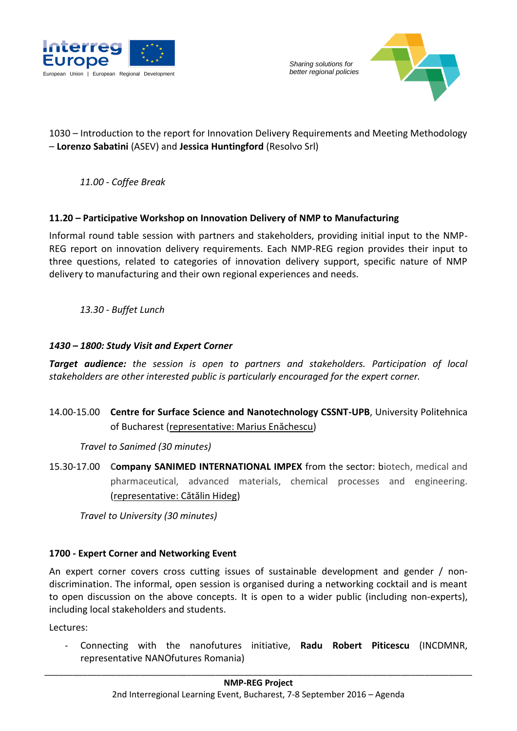1030 – Introduction to the report for Innovation Delivery Requirements and Meeting Methodology – **Lorenzo Sabatini** (ASEV) and **Jessica Huntingford** (Resolvo Srl)

*11.00 - Coffee Break*

**11.20 – Participative Workshop on Innovation Delivery of NMP to Manufacturing**

Informal round table session with partners and stakeholders, providing initial input to the NMP-REG report on innovation delivery requirements. Each NMP-REG region provides their input to three questions, related to categories of innovation delivery support, specific nature of NMP delivery to manufacturing and their own regional experiences and needs.

*13.30 - Buffet Lunch*

***1430 – 1800: Study Visit and Expert Corner***

***Target audience:*** *the session is open to partners and stakeholders. Participation of local stakeholders are other interested public is particularly encouraged for the expert corner.*

14.00-15.00 **Centre for Surface Science and Nanotechnology CSSNT-UPB**, University Politehnica of Bucharest (representative: Marius Enăchescu)

*Travel to Sanimed (30 minutes)*

15.30-17.00 **Company SANIMED INTERNATIONAL IMPEX** from the sector: biotech, medical and pharmaceutical, advanced materials, chemical processes and engineering. (representative: Cătălin Hideg)

*Travel to University (30 minutes)*

**1700 - Expert Corner and Networking Event**

An expert corner covers cross cutting issues of sustainable development and gender / non-discrimination. The informal, open session is organised during a networking cocktail and is meant to open discussion on the above concepts. It is open to a wider public (including non-experts), including local stakeholders and students.

Lectures:

- Connecting with the nanofutures initiative, **Radu Robert Piticescu** (INCDMNR, representative NANOfutures Romania)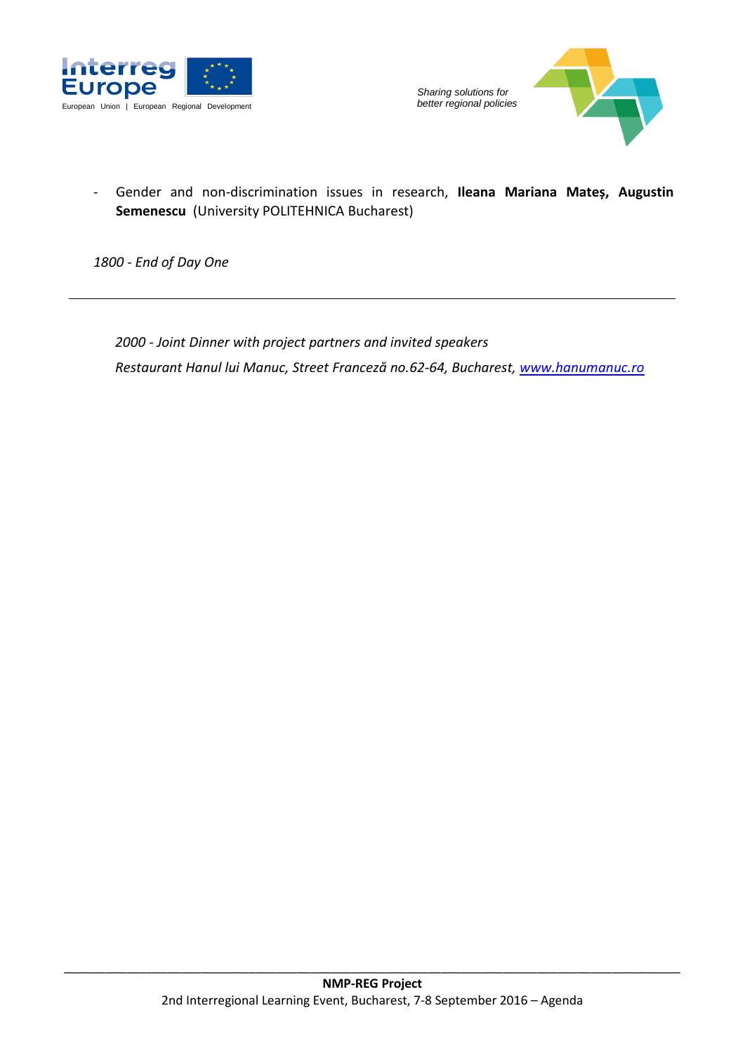- Gender and non-discrimination issues in research, **Ileana Mariana Mateș, Augustin Semenescu** (University POLITEHNICA Bucharest)

*1800 - End of Day One*

---

*2000 - Joint Dinner with project partners and invited speakers*

*Restaurant Hanul lui Manuc, Street Franceză no.62-64, Bucharest, [www.hanumanuc.ro](http://www.hanumanuc.ro)*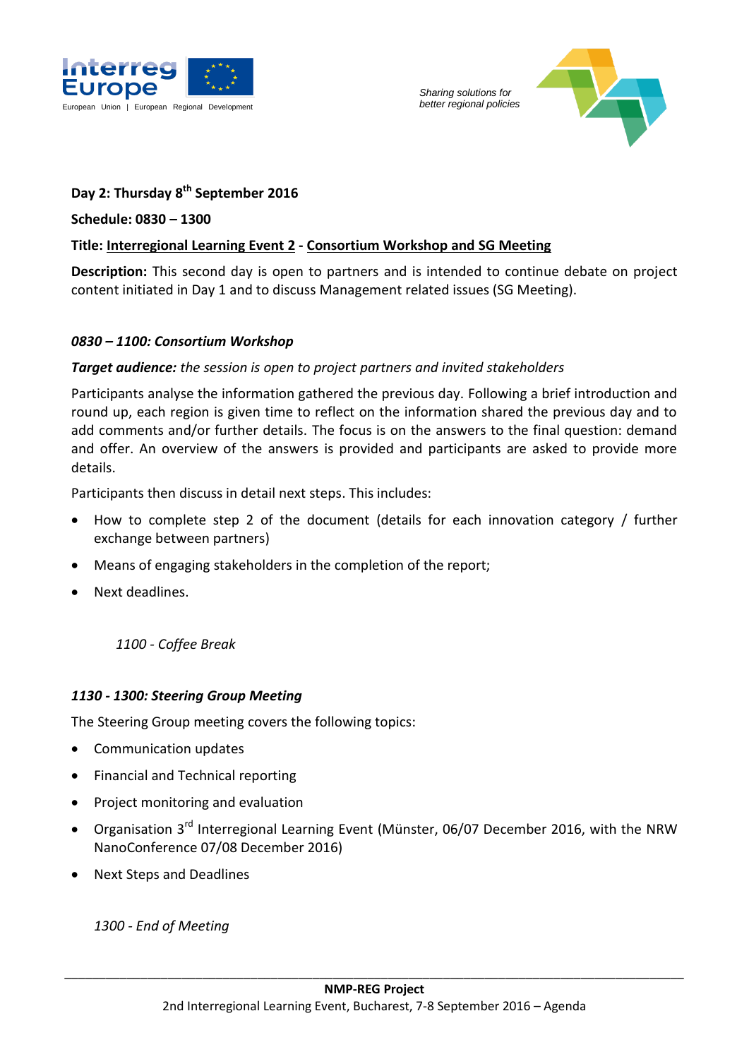**Day 2: Thursday 8th September 2016**

**Schedule: 0830 – 1300**

**Title: Interregional Learning Event 2 - Consortium Workshop and SG Meeting**

**Description:** This second day is open to partners and is intended to continue debate on project content initiated in Day 1 and to discuss Management related issues (SG Meeting).

***0830 – 1100: Consortium Workshop***

***Target audience:*** *the session is open to project partners and invited stakeholders*

Participants analyse the information gathered the previous day. Following a brief introduction and round up, each region is given time to reflect on the information shared the previous day and to add comments and/or further details. The focus is on the answers to the final question: demand and offer. An overview of the answers is provided and participants are asked to provide more details.

Participants then discuss in detail next steps. This includes:

- How to complete step 2 of the document (details for each innovation category / further exchange between partners)
- Means of engaging stakeholders in the completion of the report;
- Next deadlines.

*1100 - Coffee Break*

***1130 - 1300: Steering Group Meeting***

The Steering Group meeting covers the following topics:

- Communication updates
- Financial and Technical reporting
- Project monitoring and evaluation
- Organisation 3rd Interregional Learning Event (Münster, 06/07 December 2016, with the NRW NanoConference 07/08 December 2016)
- Next Steps and Deadlines

*1300 - End of Meeting*